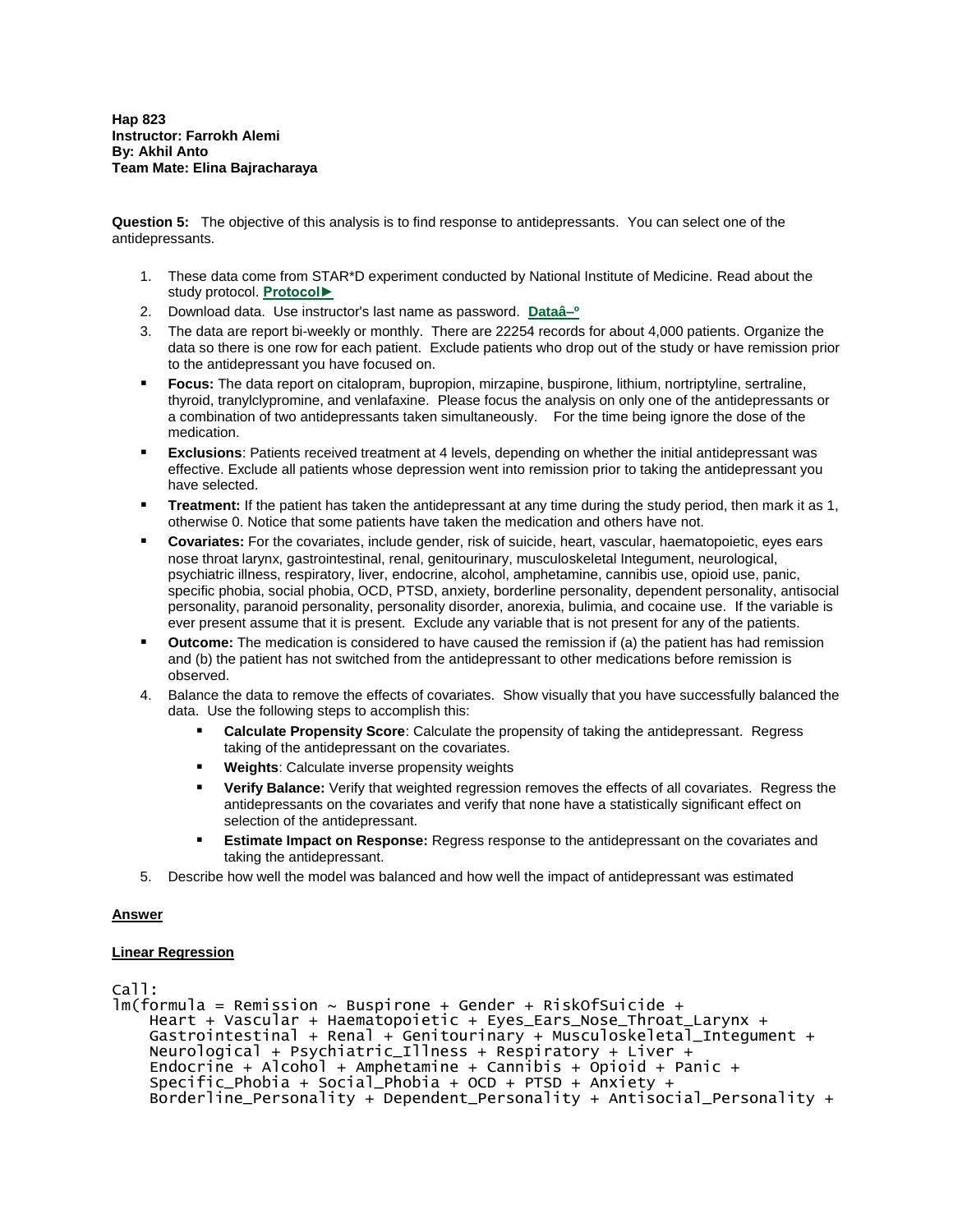**Hap 823**
**Instructor: Farrokh Alemi**
**By: Akhil Anto**
**Team Mate: Elina Bajracharaya**

**Question 5:** The objective of this analysis is to find response to antidepressants. You can select one of the antidepressants.

1. These data come from STAR*D experiment conducted by National Institute of Medicine. Read about the study protocol. **Protocol►**
2. Download data. Use instructor's last name as password. **Dataâ–º**
3. The data are report bi-weekly or monthly. There are 22254 records for about 4,000 patients. Organize the data so there is one row for each patient. Exclude patients who drop out of the study or have remission prior to the antidepressant you have focused on.

- **Focus:** The data report on citalopram, bupropion, mirzapine, buspirone, lithium, nortriptyline, sertraline, thyroid, tranylclypromine, and venlafaxine. Please focus the analysis on only one of the antidepressants or a combination of two antidepressants taken simultaneously. For the time being ignore the dose of the medication.
- **Exclusions**: Patients received treatment at 4 levels, depending on whether the initial antidepressant was effective. Exclude all patients whose depression went into remission prior to taking the antidepressant you have selected.
- **Treatment:** If the patient has taken the antidepressant at any time during the study period, then mark it as 1, otherwise 0. Notice that some patients have taken the medication and others have not.
- **Covariates:** For the covariates, include gender, risk of suicide, heart, vascular, haematopoietic, eyes ears nose throat larynx, gastrointestinal, renal, genitourinary, musculoskeletal Integument, neurological, psychiatric illness, respiratory, liver, endocrine, alcohol, amphetamine, cannibis use, opioid use, panic, specific phobia, social phobia, OCD, PTSD, anxiety, borderline personality, dependent personality, antisocial personality, paranoid personality, personality disorder, anorexia, bulimia, and cocaine use. If the variable is ever present assume that it is present. Exclude any variable that is not present for any of the patients.
- **Outcome:** The medication is considered to have caused the remission if (a) the patient has had remission and (b) the patient has not switched from the antidepressant to other medications before remission is observed.

4. Balance the data to remove the effects of covariates. Show visually that you have successfully balanced the data. Use the following steps to accomplish this:
   - **Calculate Propensity Score**: Calculate the propensity of taking the antidepressant. Regress taking of the antidepressant on the covariates.
   - **Weights**: Calculate inverse propensity weights
   - **Verify Balance:** Verify that weighted regression removes the effects of all covariates. Regress the antidepressants on the covariates and verify that none have a statistically significant effect on selection of the antidepressant.
   - **Estimate Impact on Response:** Regress response to the antidepressant on the covariates and taking the antidepressant.
5. Describe how well the model was balanced and how well the impact of antidepressant was estimated

**Answer**

**Linear Regression**

```
Call:
lm(formula = Remission ~ Buspirone + Gender + RiskOfSuicide +
    Heart + Vascular + Haematopoietic + Eyes_Ears_Nose_Throat_Larynx +
    Gastrointestinal + Renal + Genitourinary + Musculoskeletal_Integument +
    Neurological + Psychiatric_Illness + Respiratory + Liver +
    Endocrine + Alcohol + Amphetamine + Cannibis + Opioid + Panic +
    Specific_Phobia + Social_Phobia + OCD + PTSD + Anxiety +
    Borderline_Personality + Dependent_Personality + Antisocial_Personality +
```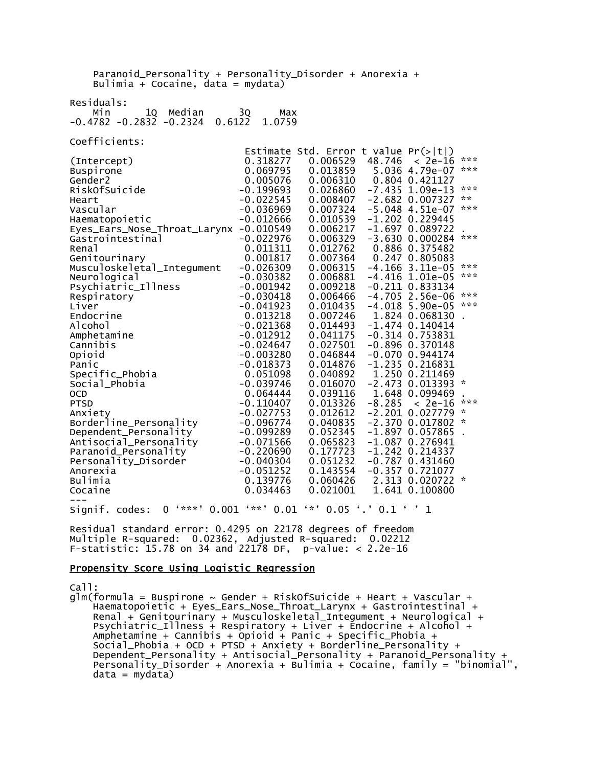```
    Paranoid_Personality + Personality_Disorder + Anorexia +
    Bulimia + Cocaine, data = mydata)

Residuals:
    Min      1Q  Median      3Q     Max
-0.4782 -0.2832 -0.2324  0.6122  1.0759

Coefficients:
                             Estimate Std. Error t value Pr(>|t|)
(Intercept)                  0.318277   0.006529  48.746  < 2e-16 ***
Buspirone                    0.069795   0.013859   5.036 4.79e-07 ***
Gender2                      0.005076   0.006310   0.804 0.421127
RiskOfSuicide               -0.199693   0.026860  -7.435 1.09e-13 ***
Heart                       -0.022545   0.008407  -2.682 0.007327 **
Vascular                    -0.036969   0.007324  -5.048 4.51e-07 ***
Haematopoietic              -0.012666   0.010539  -1.202 0.229445
Eyes_Ears_Nose_Throat_Larynx -0.010549   0.006217  -1.697 0.089722 .
Gastrointestinal            -0.022976   0.006329  -3.630 0.000284 ***
Renal                        0.011311   0.012762   0.886 0.375482
Genitourinary                0.001817   0.007364   0.247 0.805083
Musculoskeletal_Integument  -0.026309   0.006315  -4.166 3.11e-05 ***
Neurological                -0.030382   0.006881  -4.416 1.01e-05 ***
Psychiatric_Illness         -0.001942   0.009218  -0.211 0.833134
Respiratory                 -0.030418   0.006466  -4.705 2.56e-06 ***
Liver                       -0.041923   0.010435  -4.018 5.90e-05 ***
Endocrine                    0.013218   0.007246   1.824 0.068130 .
Alcohol                     -0.021368   0.014493  -1.474 0.140414
Amphetamine                 -0.012912   0.041175  -0.314 0.753831
Cannibis                    -0.024647   0.027501  -0.896 0.370148
Opioid                      -0.003280   0.046844  -0.070 0.944174
Panic                       -0.018373   0.014876  -1.235 0.216831
Specific_Phobia              0.051098   0.040892   1.250 0.211469
Social_Phobia               -0.039746   0.016070  -2.473 0.013393 *
OCD                          0.064444   0.039116   1.648 0.099469 .
PTSD                        -0.110407   0.013326  -8.285  < 2e-16 ***
Anxiety                     -0.027753   0.012612  -2.201 0.027779 *
Borderline_Personality      -0.096774   0.040835  -2.370 0.017802 *
Dependent_Personality       -0.099289   0.052345  -1.897 0.057865 .
Antisocial_Personality      -0.071566   0.065823  -1.087 0.276941
Paranoid_Personality        -0.220690   0.177723  -1.242 0.214337
Personality_Disorder        -0.040304   0.051232  -0.787 0.431460
Anorexia                    -0.051252   0.143554  -0.357 0.721077
Bulimia                      0.139776   0.060426   2.313 0.020722 *
Cocaine                      0.034463   0.021001   1.641 0.100800
---
Signif. codes:  0 '***' 0.001 '**' 0.01 '*' 0.05 '.' 0.1 ' ' 1

Residual standard error: 0.4295 on 22178 degrees of freedom
Multiple R-squared:  0.02362,	Adjusted R-squared:  0.02212
F-statistic: 15.78 on 34 and 22178 DF,  p-value: < 2.2e-16
```

## Propensity Score Using Logistic Regression

```
Call:
glm(formula = Buspirone ~ Gender + RiskOfSuicide + Heart + Vascular +
    Haematopoietic + Eyes_Ears_Nose_Throat_Larynx + Gastrointestinal +
    Renal + Genitourinary + Musculoskeletal_Integument + Neurological +
    Psychiatric_Illness + Respiratory + Liver + Endocrine + Alcohol +
    Amphetamine + Cannibis + Opioid + Panic + Specific_Phobia +
    Social_Phobia + OCD + PTSD + Anxiety + Borderline_Personality +
    Dependent_Personality + Antisocial_Personality + Paranoid_Personality +
    Personality_Disorder + Anorexia + Bulimia + Cocaine, family = "binomial",
    data = mydata)
```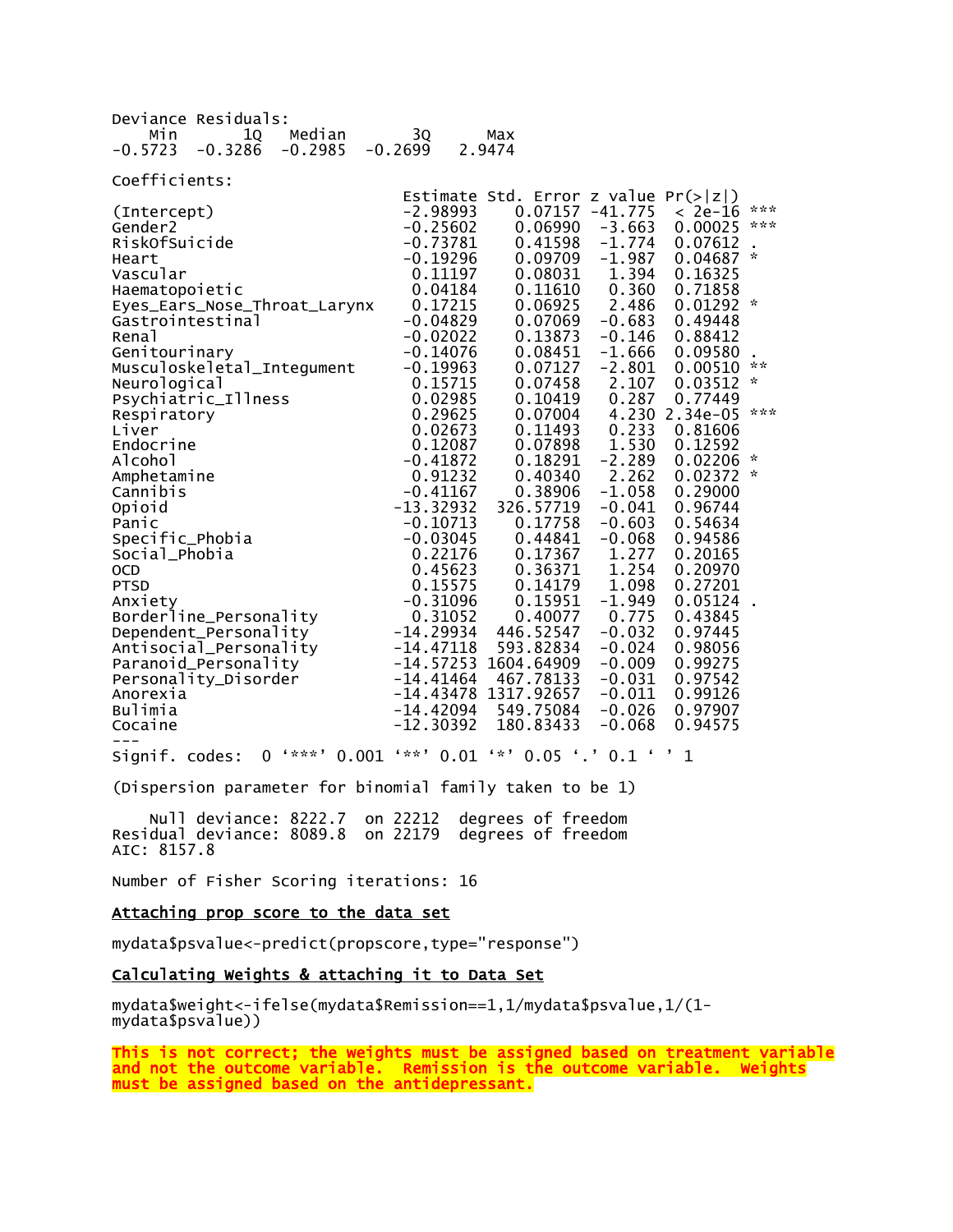```
Deviance Residuals:
    Min       1Q   Median       3Q      Max
-0.5723  -0.3286  -0.2985  -0.2699   2.9474

Coefficients:
                            Estimate Std. Error z value Pr(>|z|)
(Intercept)                 -2.98993    0.07157 -41.775  < 2e-16 ***
Gender2                     -0.25602    0.06990  -3.663  0.00025 ***
RiskOfSuicide               -0.73781    0.41598  -1.774  0.07612 .
Heart                       -0.19296    0.09709  -1.987  0.04687 *
Vascular                     0.11197    0.08031   1.394  0.16325
Haematopoietic               0.04184    0.11610   0.360  0.71858
Eyes_Ears_Nose_Throat_Larynx  0.17215    0.06925   2.486  0.01292 *
Gastrointestinal            -0.04829    0.07069  -0.683  0.49448
Renal                       -0.02022    0.13873  -0.146  0.88412
Genitourinary               -0.14076    0.08451  -1.666  0.09580 .
Musculoskeletal_Integument  -0.19963    0.07127  -2.801  0.00510 **
Neurological                 0.15715    0.07458   2.107  0.03512 *
Psychiatric_Illness          0.02985    0.10419   0.287  0.77449
Respiratory                  0.29625    0.07004   4.230 2.34e-05 ***
Liver                        0.02673    0.11493   0.233  0.81606
Endocrine                    0.12087    0.07898   1.530  0.12592
Alcohol                     -0.41872    0.18291  -2.289  0.02206 *
Amphetamine                  0.91232    0.40340   2.262  0.02372 *
Cannibis                    -0.41167    0.38906  -1.058  0.29000
Opioid                     -13.32932  326.57719  -0.041  0.96744
Panic                       -0.10713    0.17758  -0.603  0.54634
Specific_Phobia             -0.03045    0.44841  -0.068  0.94586
Social_Phobia                0.22176    0.17367   1.277  0.20165
OCD                          0.45623    0.36371   1.254  0.20970
PTSD                         0.15575    0.14179   1.098  0.27201
Anxiety                     -0.31096    0.15951  -1.949  0.05124 .
Borderline_Personality       0.31052    0.40077   0.775  0.43845
Dependent_Personality      -14.29934  446.52547  -0.032  0.97445
Antisocial_Personality     -14.47118  593.82834  -0.024  0.98056
Paranoid_Personality       -14.57253 1604.64909  -0.009  0.99275
Personality_Disorder       -14.41464  467.78133  -0.031  0.97542
Anorexia                   -14.43478 1317.92657  -0.011  0.99126
Bulimia                    -14.42094  549.75084  -0.026  0.97907
Cocaine                    -12.30392  180.83433  -0.068  0.94575
---
Signif. codes:  0 '***' 0.001 '**' 0.01 '*' 0.05 '.' 0.1 ' ' 1

(Dispersion parameter for binomial family taken to be 1)

    Null deviance: 8222.7  on 22212  degrees of freedom
Residual deviance: 8089.8  on 22179  degrees of freedom
AIC: 8157.8

Number of Fisher Scoring iterations: 16
```

**Attaching prop score to the data set**

```
mydata$psvalue<-predict(propscore,type="response")
```

**Calculating Weights & attaching it to Data Set**

```
mydata$weight<-ifelse(mydata$Remission==1,1/mydata$psvalue,1/(1-
mydata$psvalue))
```

**This is not correct; the weights must be assigned based on treatment variable and not the outcome variable. Remission is the outcome variable. Weights must be assigned based on the antidepressant.**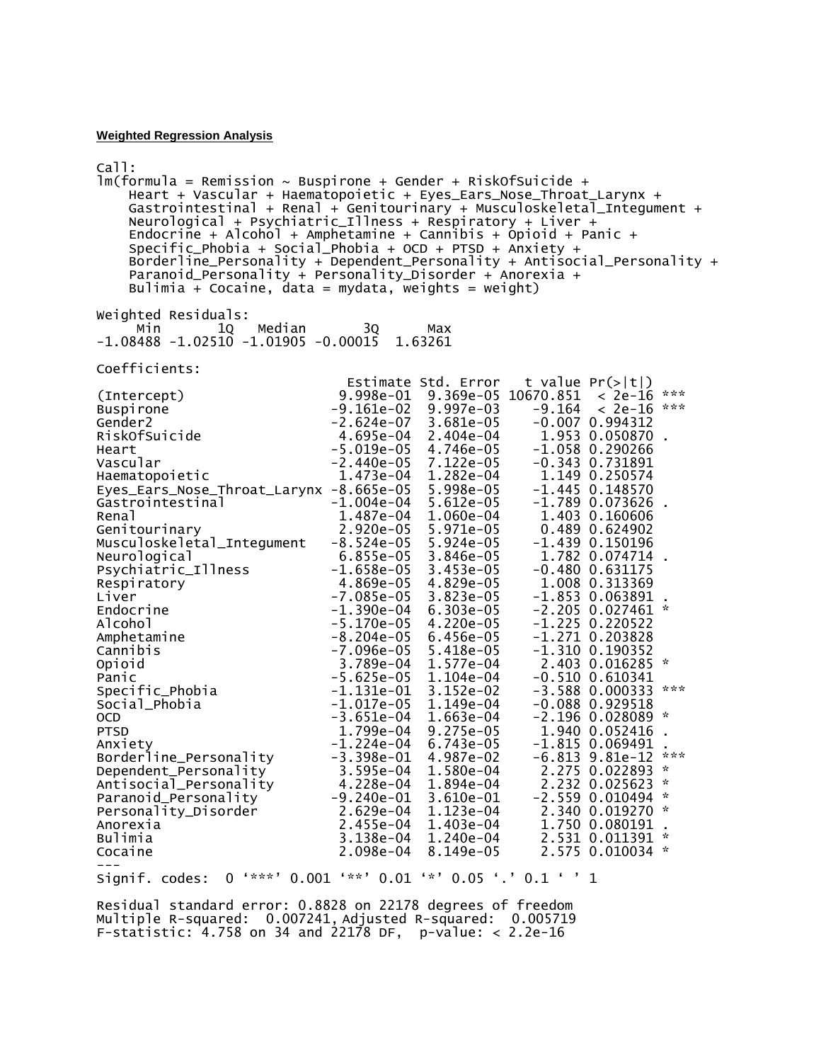**Weighted Regression Analysis**

```
Call:
lm(formula = Remission ~ Buspirone + Gender + RiskOfSuicide +
    Heart + Vascular + Haematopoietic + Eyes_Ears_Nose_Throat_Larynx +
    Gastrointestinal + Renal + Genitourinary + Musculoskeletal_Integument +
    Neurological + Psychiatric_Illness + Respiratory + Liver +
    Endocrine + Alcohol + Amphetamine + Cannibis + Opioid + Panic +
    Specific_Phobia + Social_Phobia + OCD + PTSD + Anxiety +
    Borderline_Personality + Dependent_Personality + Antisocial_Personality +
    Paranoid_Personality + Personality_Disorder + Anorexia +
    Bulimia + Cocaine, data = mydata, weights = weight)

Weighted Residuals:
     Min       1Q   Median       3Q      Max
-1.08488 -1.02510 -1.01905 -0.00015  1.63261

Coefficients:
                              Estimate Std. Error   t value Pr(>|t|)
(Intercept)                  9.998e-01  9.369e-05 10670.851  < 2e-16 ***
Buspirone                   -9.161e-02  9.997e-03    -9.164  < 2e-16 ***
Gender2                     -2.624e-07  3.681e-05    -0.007 0.994312
RiskOfSuicide                4.695e-04  2.404e-04     1.953 0.050870 .
Heart                       -5.019e-05  4.746e-05    -1.058 0.290266
Vascular                    -2.440e-05  7.122e-05    -0.343 0.731891
Haematopoietic               1.473e-04  1.282e-04     1.149 0.250574
Eyes_Ears_Nose_Throat_Larynx -8.665e-05  5.998e-05    -1.445 0.148570
Gastrointestinal            -1.004e-04  5.612e-05    -1.789 0.073626 .
Renal                        1.487e-04  1.060e-04     1.403 0.160606
Genitourinary                2.920e-05  5.971e-05     0.489 0.624902
Musculoskeletal_Integument  -8.524e-05  5.924e-05    -1.439 0.150196
Neurological                 6.855e-05  3.846e-05     1.782 0.074714 .
Psychiatric_Illness         -1.658e-05  3.453e-05    -0.480 0.631175
Respiratory                  4.869e-05  4.829e-05     1.008 0.313369
Liver                       -7.085e-05  3.823e-05    -1.853 0.063891 .
Endocrine                   -1.390e-04  6.303e-05    -2.205 0.027461 *
Alcohol                     -5.170e-05  4.220e-05    -1.225 0.220522
Amphetamine                 -8.204e-05  6.456e-05    -1.271 0.203828
Cannibis                    -7.096e-05  5.418e-05    -1.310 0.190352
Opioid                       3.789e-04  1.577e-04     2.403 0.016285 *
Panic                       -5.625e-05  1.104e-04    -0.510 0.610341
Specific_Phobia             -1.131e-01  3.152e-02    -3.588 0.000333 ***
Social_Phobia               -1.017e-05  1.149e-04    -0.088 0.929518
OCD                         -3.651e-04  1.663e-04    -2.196 0.028089 *
PTSD                         1.799e-04  9.275e-05     1.940 0.052416 .
Anxiety                     -1.224e-04  6.743e-05    -1.815 0.069491 .
Borderline_Personality      -3.398e-01  4.987e-02    -6.813 9.81e-12 ***
Dependent_Personality        3.595e-04  1.580e-04     2.275 0.022893 *
Antisocial_Personality       4.228e-04  1.894e-04     2.232 0.025623 *
Paranoid_Personality        -9.240e-01  3.610e-01    -2.559 0.010494 *
Personality_Disorder         2.629e-04  1.123e-04     2.340 0.019270 *
Anorexia                     2.455e-04  1.403e-04     1.750 0.080191 .
Bulimia                      3.138e-04  1.240e-04     2.531 0.011391 *
Cocaine                      2.098e-04  8.149e-05     2.575 0.010034 *
---
Signif. codes:  0 '***' 0.001 '**' 0.01 '*' 0.05 '.' 0.1 ' ' 1

Residual standard error: 0.8828 on 22178 degrees of freedom
Multiple R-squared:  0.007241, Adjusted R-squared:  0.005719
F-statistic: 4.758 on 34 and 22178 DF,  p-value: < 2.2e-16
```